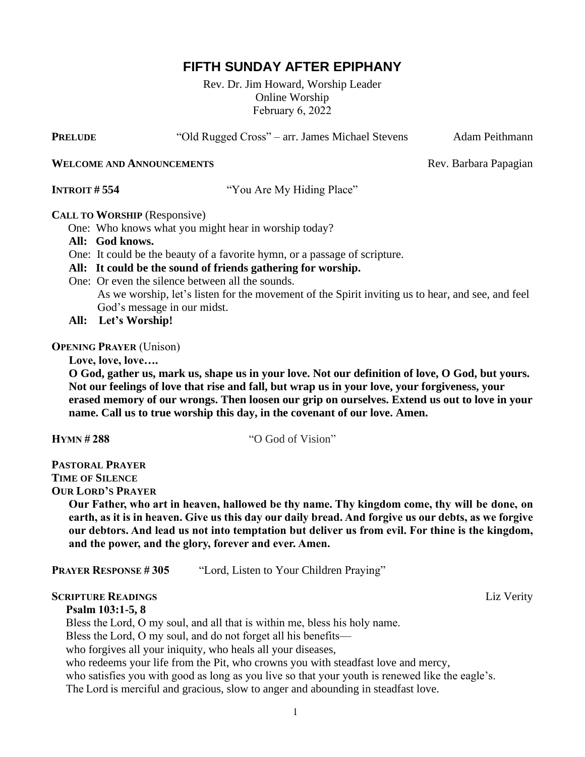# FIFTH SUNDAY AFTER EPIPHANY

Rev. Dr. Jim Howard, Worship Leader
Online Worship
February 6, 2022

**PRELUDE** "Old Rugged Cross" – arr. James Michael Stevens — Adam Peithmann

**WELCOME AND ANNOUNCEMENTS** — Rev. Barbara Papagian

**INTROIT # 554** "You Are My Hiding Place"

**CALL TO WORSHIP** (Responsive)

One: Who knows what you might hear in worship today?

**All: God knows.**

One: It could be the beauty of a favorite hymn, or a passage of scripture.

**All: It could be the sound of friends gathering for worship.**

One: Or even the silence between all the sounds.
As we worship, let's listen for the movement of the Spirit inviting us to hear, and see, and feel God's message in our midst.

**All: Let's Worship!**

**OPENING PRAYER** (Unison)

**Love, love, love….**
**O God, gather us, mark us, shape us in your love. Not our definition of love, O God, but yours. Not our feelings of love that rise and fall, but wrap us in your love, your forgiveness, your erased memory of our wrongs. Then loosen our grip on ourselves. Extend us out to love in your name. Call us to true worship this day, in the covenant of our love. Amen.**

**HYMN # 288** "O God of Vision"

**PASTORAL PRAYER**
**TIME OF SILENCE**
**OUR LORD'S PRAYER**

**Our Father, who art in heaven, hallowed be thy name. Thy kingdom come, thy will be done, on earth, as it is in heaven. Give us this day our daily bread. And forgive us our debts, as we forgive our debtors. And lead us not into temptation but deliver us from evil. For thine is the kingdom, and the power, and the glory, forever and ever. Amen.**

**PRAYER RESPONSE # 305** "Lord, Listen to Your Children Praying"

**SCRIPTURE READINGS** — Liz Verity

**Psalm 103:1-5, 8**

Bless the Lord, O my soul, and all that is within me, bless his holy name.
Bless the Lord, O my soul, and do not forget all his benefits—
who forgives all your iniquity, who heals all your diseases,
who redeems your life from the Pit, who crowns you with steadfast love and mercy,
who satisfies you with good as long as you live so that your youth is renewed like the eagle's.
The Lord is merciful and gracious, slow to anger and abounding in steadfast love.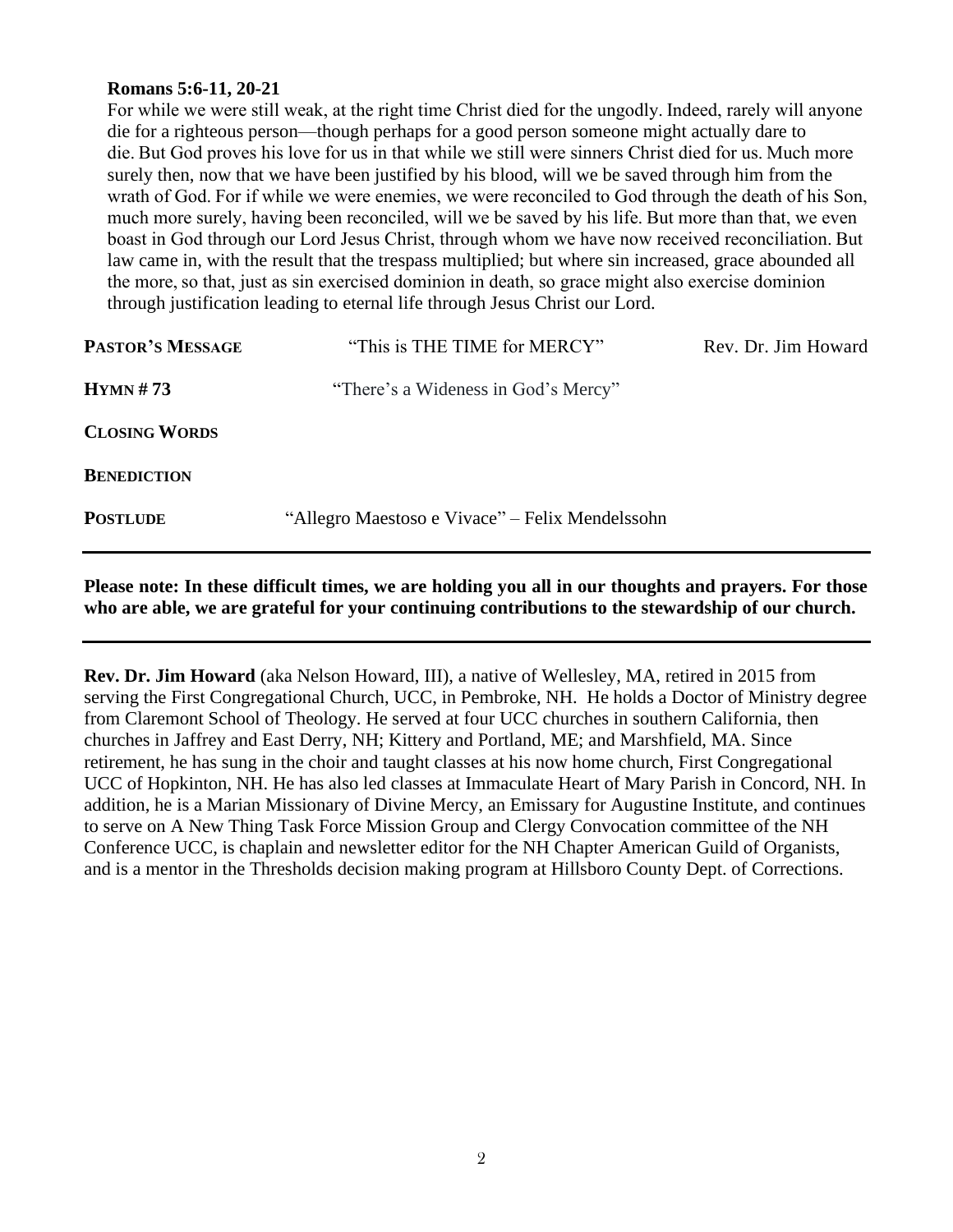**Romans 5:6-11, 20-21**

For while we were still weak, at the right time Christ died for the ungodly. Indeed, rarely will anyone die for a righteous person—though perhaps for a good person someone might actually dare to die. But God proves his love for us in that while we still were sinners Christ died for us. Much more surely then, now that we have been justified by his blood, will we be saved through him from the wrath of God. For if while we were enemies, we were reconciled to God through the death of his Son, much more surely, having been reconciled, will we be saved by his life. But more than that, we even boast in God through our Lord Jesus Christ, through whom we have now received reconciliation. But law came in, with the result that the trespass multiplied; but where sin increased, grace abounded all the more, so that, just as sin exercised dominion in death, so grace might also exercise dominion through justification leading to eternal life through Jesus Christ our Lord.

**PASTOR'S MESSAGE** "This is THE TIME for MERCY" Rev. Dr. Jim Howard

**HYMN # 73** "There's a Wideness in God's Mercy"

**CLOSING WORDS**

**BENEDICTION**

**POSTLUDE** "Allegro Maestoso e Vivace" – Felix Mendelssohn

---

**Please note: In these difficult times, we are holding you all in our thoughts and prayers. For those who are able, we are grateful for your continuing contributions to the stewardship of our church.**

---

**Rev. Dr. Jim Howard** (aka Nelson Howard, III), a native of Wellesley, MA, retired in 2015 from serving the First Congregational Church, UCC, in Pembroke, NH. He holds a Doctor of Ministry degree from Claremont School of Theology. He served at four UCC churches in southern California, then churches in Jaffrey and East Derry, NH; Kittery and Portland, ME; and Marshfield, MA. Since retirement, he has sung in the choir and taught classes at his now home church, First Congregational UCC of Hopkinton, NH. He has also led classes at Immaculate Heart of Mary Parish in Concord, NH. In addition, he is a Marian Missionary of Divine Mercy, an Emissary for Augustine Institute, and continues to serve on A New Thing Task Force Mission Group and Clergy Convocation committee of the NH Conference UCC, is chaplain and newsletter editor for the NH Chapter American Guild of Organists, and is a mentor in the Thresholds decision making program at Hillsboro County Dept. of Corrections.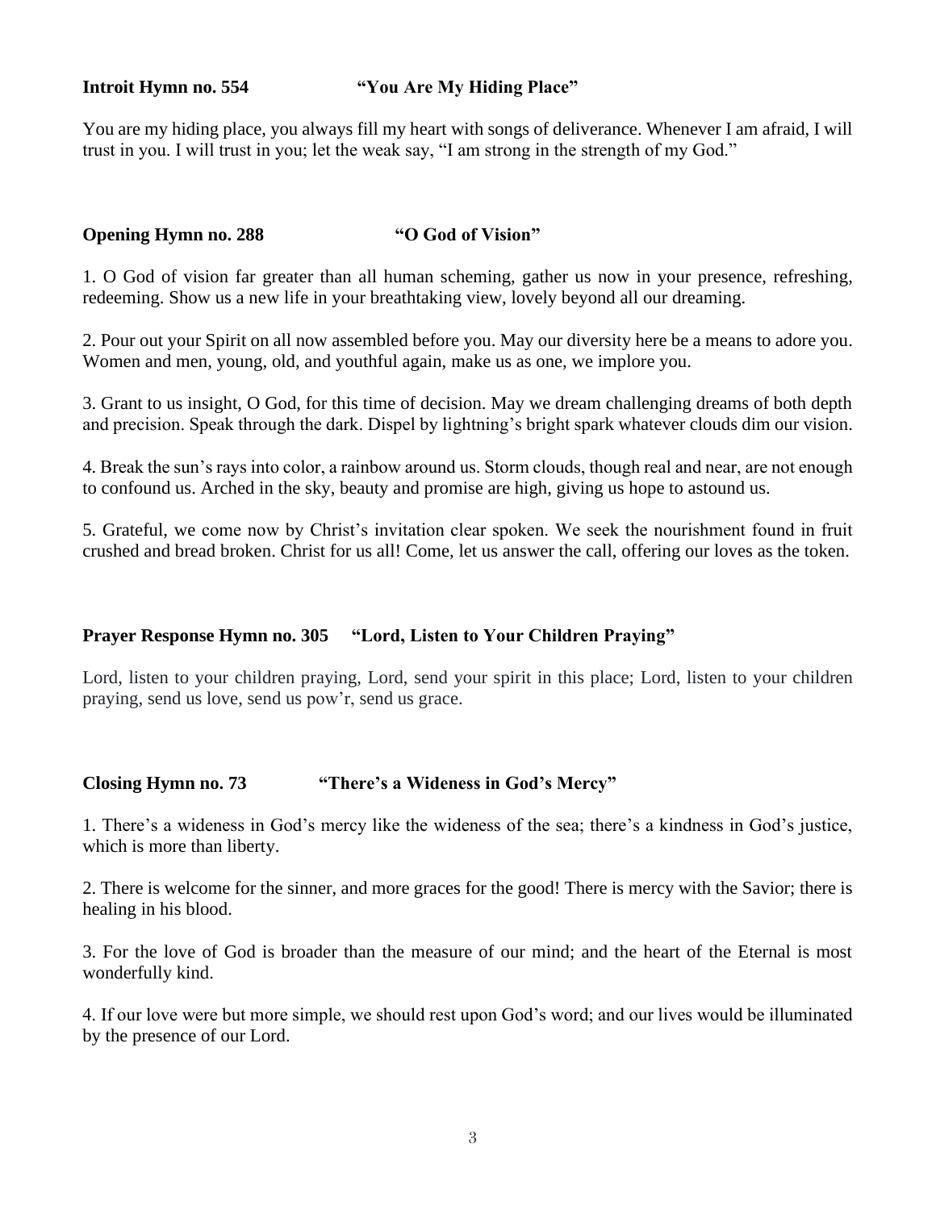**Introit Hymn no. 554 "You Are My Hiding Place"**

You are my hiding place, you always fill my heart with songs of deliverance. Whenever I am afraid, I will trust in you. I will trust in you; let the weak say, "I am strong in the strength of my God."

**Opening Hymn no. 288 "O God of Vision"**

1. O God of vision far greater than all human scheming, gather us now in your presence, refreshing, redeeming. Show us a new life in your breathtaking view, lovely beyond all our dreaming.

2. Pour out your Spirit on all now assembled before you. May our diversity here be a means to adore you. Women and men, young, old, and youthful again, make us as one, we implore you.

3. Grant to us insight, O God, for this time of decision. May we dream challenging dreams of both depth and precision. Speak through the dark. Dispel by lightning's bright spark whatever clouds dim our vision.

4. Break the sun's rays into color, a rainbow around us. Storm clouds, though real and near, are not enough to confound us. Arched in the sky, beauty and promise are high, giving us hope to astound us.

5. Grateful, we come now by Christ's invitation clear spoken. We seek the nourishment found in fruit crushed and bread broken. Christ for us all! Come, let us answer the call, offering our loves as the token.

**Prayer Response Hymn no. 305 "Lord, Listen to Your Children Praying"**

Lord, listen to your children praying, Lord, send your spirit in this place; Lord, listen to your children praying, send us love, send us pow'r, send us grace.

**Closing Hymn no. 73 "There's a Wideness in God's Mercy"**

1. There's a wideness in God's mercy like the wideness of the sea; there's a kindness in God's justice, which is more than liberty.

2. There is welcome for the sinner, and more graces for the good! There is mercy with the Savior; there is healing in his blood.

3. For the love of God is broader than the measure of our mind; and the heart of the Eternal is most wonderfully kind.

4. If our love were but more simple, we should rest upon God's word; and our lives would be illuminated by the presence of our Lord.